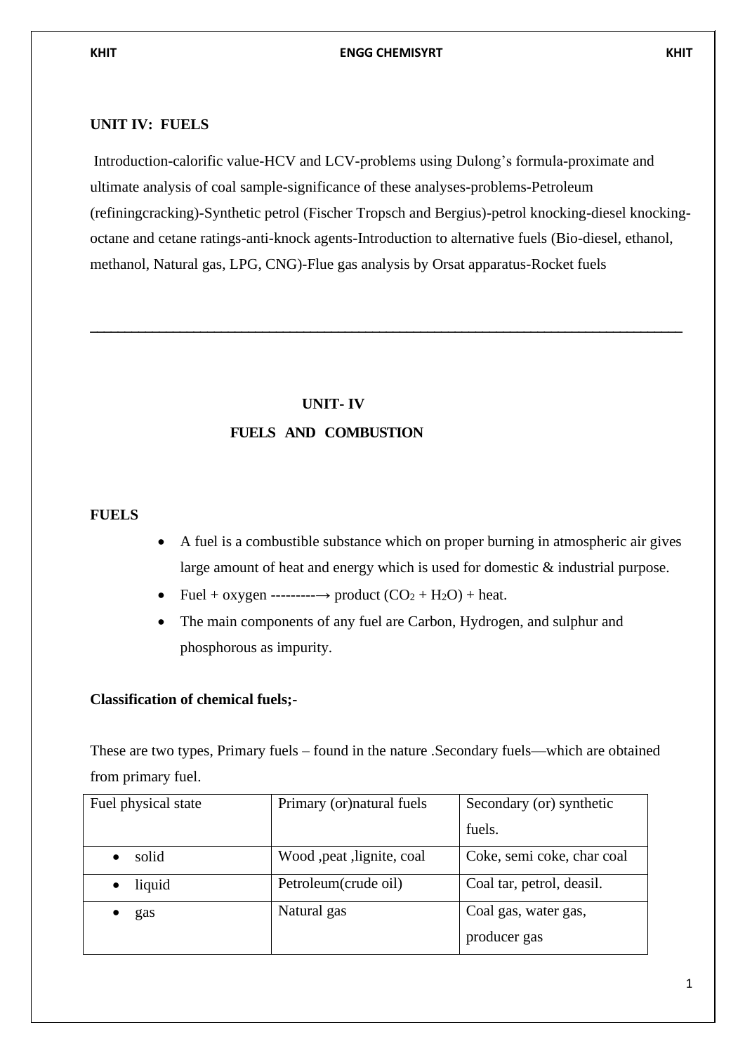## UNIT IV: FUELS

Introduction-calorific value-HCV and LCV-problems using Dulong's formula-proximate and ultimate analysis of coal sample-significance of these analyses-problems-Petroleum (refiningcracking)-Synthetic petrol (Fischer Tropsch and Bergius)-petrol knocking-diesel knocking-octane and cetane ratings-anti-knock agents-Introduction to alternative fuels (Bio-diesel, ethanol, methanol, Natural gas, LPG, CNG)-Flue gas analysis by Orsat apparatus-Rocket fuels

---

# UNIT- IV

# FUELS AND COMBUSTION

## FUELS

- A fuel is a combustible substance which on proper burning in atmospheric air gives large amount of heat and energy which is used for domestic & industrial purpose.
- Fuel + oxygen ---------→ product ($CO_2$ + $H_2O$) + heat.
- The main components of any fuel are Carbon, Hydrogen, and sulphur and phosphorous as impurity.

**Classification of chemical fuels;-**

These are two types, Primary fuels – found in the nature .Secondary fuels—which are obtained from primary fuel.

| Fuel physical state | Primary (or)natural fuels | Secondary (or) synthetic fuels. |
|---|---|---|
| • solid | Wood ,peat ,lignite, coal | Coke, semi coke, char coal |
| • liquid | Petroleum(crude oil) | Coal tar, petrol, deasil. |
| • gas | Natural gas | Coal gas, water gas, producer gas |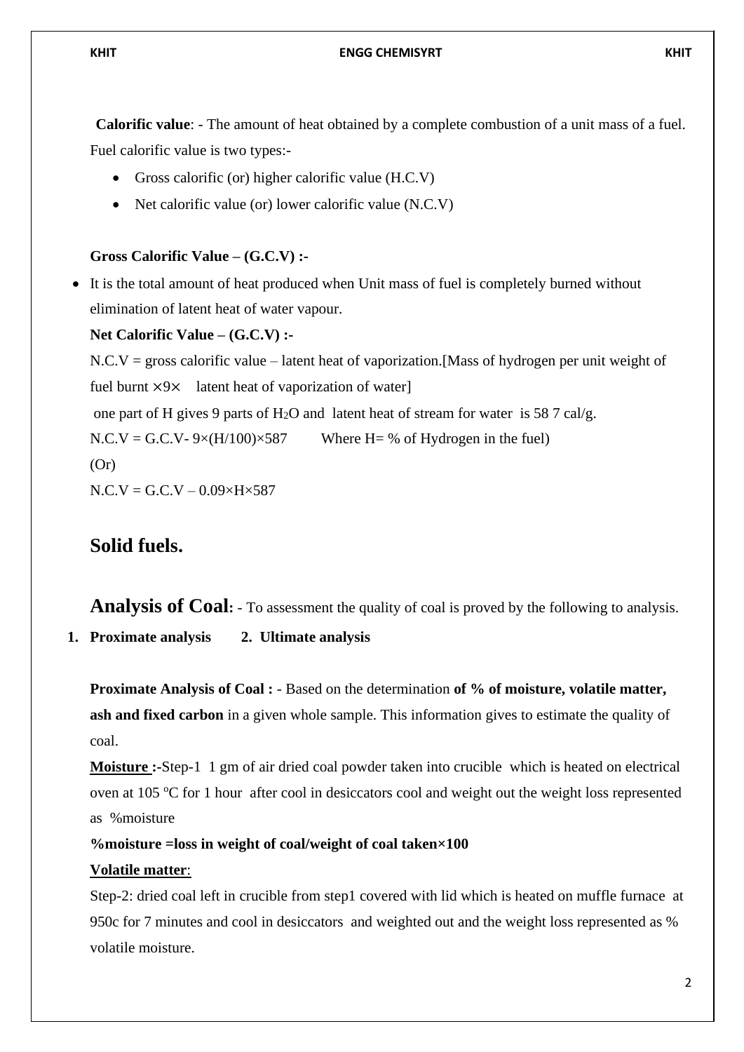**Calorific value**: - The amount of heat obtained by a complete combustion of a unit mass of a fuel. Fuel calorific value is two types:-

- Gross calorific (or) higher calorific value (H.C.V)
- Net calorific value (or) lower calorific value (N.C.V)

**Gross Calorific Value – (G.C.V) :-**

- It is the total amount of heat produced when Unit mass of fuel is completely burned without elimination of latent heat of water vapour.

**Net Calorific Value – (G.C.V) :-**

N.C.V = gross calorific value – latent heat of vaporization.[Mass of hydrogen per unit weight of fuel burnt ×9× latent heat of vaporization of water]

one part of H gives 9 parts of $H_2O$ and latent heat of stream for water is 58 7 cal/g.

N.C.V = G.C.V- 9×(H/100)×587  Where H= % of Hydrogen in the fuel)

(Or)

N.C.V = G.C.V – 0.09×H×587

## Solid fuels.

## Analysis of Coal: - To assessment the quality of coal is proved by the following to analysis.

1. **Proximate analysis** 2. **Ultimate analysis**

**Proximate Analysis of Coal :** - Based on the determination **of % of moisture, volatile matter, ash and fixed carbon** in a given whole sample. This information gives to estimate the quality of coal.

**Moisture :-**Step-1 1 gm of air dried coal powder taken into crucible which is heated on electrical oven at 105 $^{o}$C for 1 hour after cool in desiccators cool and weight out the weight loss represented as %moisture

**%moisture =loss in weight of coal/weight of coal taken×100**

**Volatile matter**:

Step-2: dried coal left in crucible from step1 covered with lid which is heated on muffle furnace at 950c for 7 minutes and cool in desiccators and weighted out and the weight loss represented as % volatile moisture.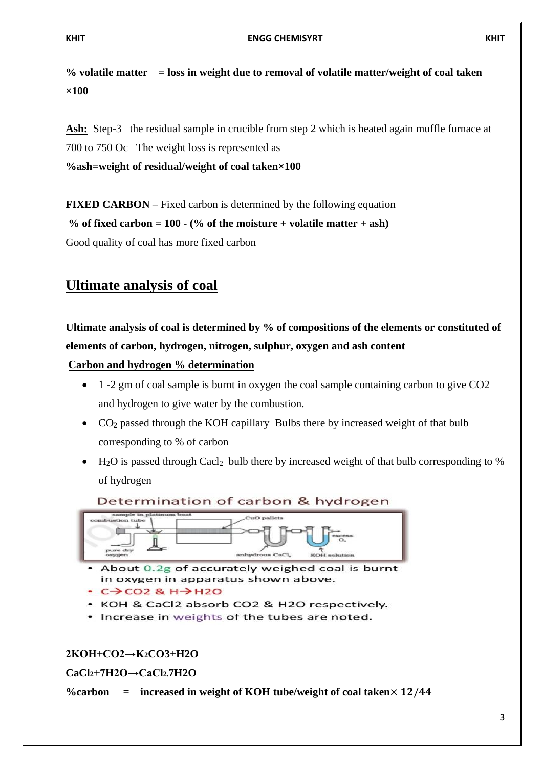**% volatile matter = loss in weight due to removal of volatile matter/weight of coal taken ×100**

**Ash:** Step-3 the residual sample in crucible from step 2 which is heated again muffle furnace at 700 to 750 Oc The weight loss is represented as

**%ash=weight of residual/weight of coal taken×100**

**FIXED CARBON** – Fixed carbon is determined by the following equation

**% of fixed carbon = 100 - (% of the moisture + volatile matter + ash)**

Good quality of coal has more fixed carbon

## Ultimate analysis of coal

**Ultimate analysis of coal is determined by % of compositions of the elements or constituted of elements of carbon, hydrogen, nitrogen, sulphur, oxygen and ash content**

**Carbon and hydrogen % determination**

- 1 -2 gm of coal sample is burnt in oxygen the coal sample containing carbon to give CO2 and hydrogen to give water by the combustion.
- $CO_2$ passed through the KOH capillary Bulbs there by increased weight of that bulb corresponding to % of carbon
- $H_2O$ is passed through $Cacl_2$ bulb there by increased weight of that bulb corresponding to % of hydrogen

Determination of carbon & hydrogen

- About 0.2g of accurately weighed coal is burnt in oxygen in apparatus shown above.
- C→CO2 & H→H2O
- KOH & CaCl2 absorb CO2 & H2O respectively.
- Increase in weights of the tubes are noted.

**$2KOH+CO_2 \rightarrow K_2CO_3+H_2O$**

**$CaCl_2+7H_2O \rightarrow CaCl_2.7H_2O$**

**%carbon = increased in weight of KOH tube/weight of coal taken× 12/44**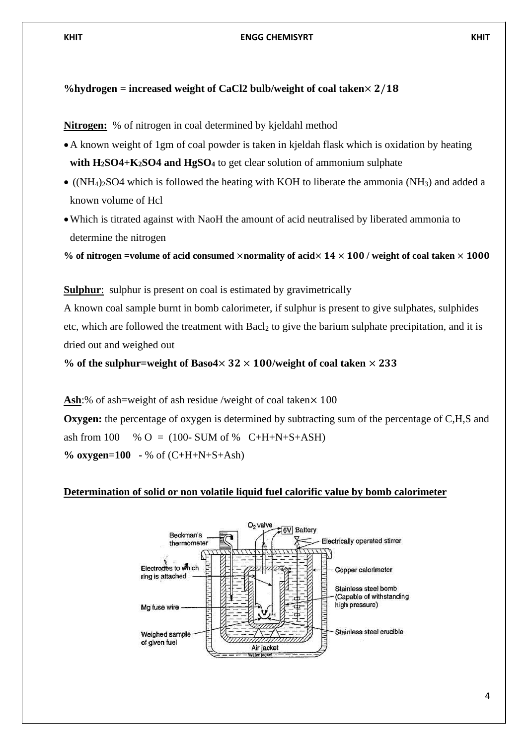**%hydrogen = increased weight of CaCl2 bulb/weight of coal taken$\times$ 2/18**

**Nitrogen:** % of nitrogen in coal determined by kjeldahl method

- A known weight of 1gm of coal powder is taken in kjeldah flask which is oxidation by heating **with $H_2SO_4$+$K_2SO_4$ and $HgSO_4$** to get clear solution of ammonium sulphate
- $((NH_4)_2SO_4$ which is followed the heating with KOH to liberate the ammonia ($NH_3$) and added a known volume of Hcl
- Which is titrated against with NaoH the amount of acid neutralised by liberated ammonia to determine the nitrogen

**% of nitrogen =volume of acid consumed $\times$normality of acid$\times$ 14 $\times$ 100 / weight of coal taken $\times$ 1000**

**Sulphur**: sulphur is present on coal is estimated by gravimetrically

A known coal sample burnt in bomb calorimeter, if sulphur is present to give sulphates, sulphides etc, which are followed the treatment with $Bacl_2$ to give the barium sulphate precipitation, and it is dried out and weighed out

**% of the sulphur=weight of Baso4$\times$ 32 $\times$ 100/weight of coal taken $\times$ 233**

**Ash**:% of ash=weight of ash residue /weight of coal taken$\times$ 100

**Oxygen:** the percentage of oxygen is determined by subtracting sum of the percentage of C,H,S and ash from 100 % O = (100- SUM of % C+H+N+S+ASH)

**% oxygen**=**100 -** % of (C+H+N+S+Ash)

**Determination of solid or non volatile liquid fuel calorific value by bomb calorimeter**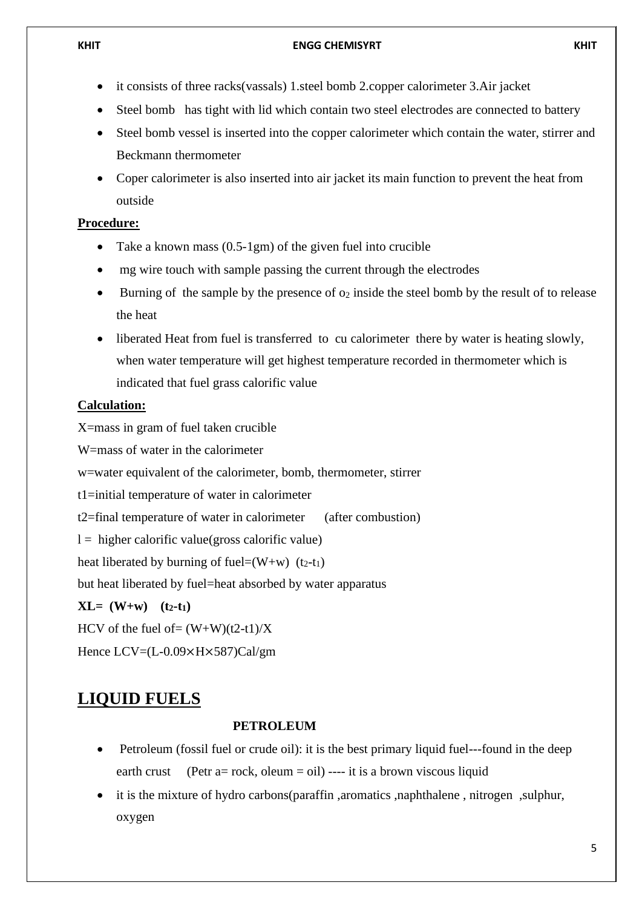- it consists of three racks(vassals) 1.steel bomb 2.copper calorimeter 3.Air jacket
- Steel bomb has tight with lid which contain two steel electrodes are connected to battery
- Steel bomb vessel is inserted into the copper calorimeter which contain the water, stirrer and Beckmann thermometer
- Coper calorimeter is also inserted into air jacket its main function to prevent the heat from outside

**Procedure:**

- Take a known mass (0.5-1gm) of the given fuel into crucible
- mg wire touch with sample passing the current through the electrodes
- Burning of the sample by the presence of $o_2$ inside the steel bomb by the result of to release the heat
- liberated Heat from fuel is transferred to cu calorimeter there by water is heating slowly, when water temperature will get highest temperature recorded in thermometer which is indicated that fuel grass calorific value

**Calculation:**

X=mass in gram of fuel taken crucible

W=mass of water in the calorimeter

w=water equivalent of the calorimeter, bomb, thermometer, stirrer

t1=initial temperature of water in calorimeter

t2=final temperature of water in calorimeter (after combustion)

l = higher calorific value(gross calorific value)

heat liberated by burning of fuel=(W+w) $(t_2-t_1)$

but heat liberated by fuel=heat absorbed by water apparatus

**XL= (W+w) $(t_2-t_1)$**

HCV of the fuel of= (W+W)(t2-t1)/X

Hence LCV=(L-0.09×H×587)Cal/gm

# LIQUID FUELS

**PETROLEUM**

- Petroleum (fossil fuel or crude oil): it is the best primary liquid fuel---found in the deep earth crust (Petr a= rock, oleum = oil) ---- it is a brown viscous liquid
- it is the mixture of hydro carbons(paraffin ,aromatics ,naphthalene , nitrogen ,sulphur, oxygen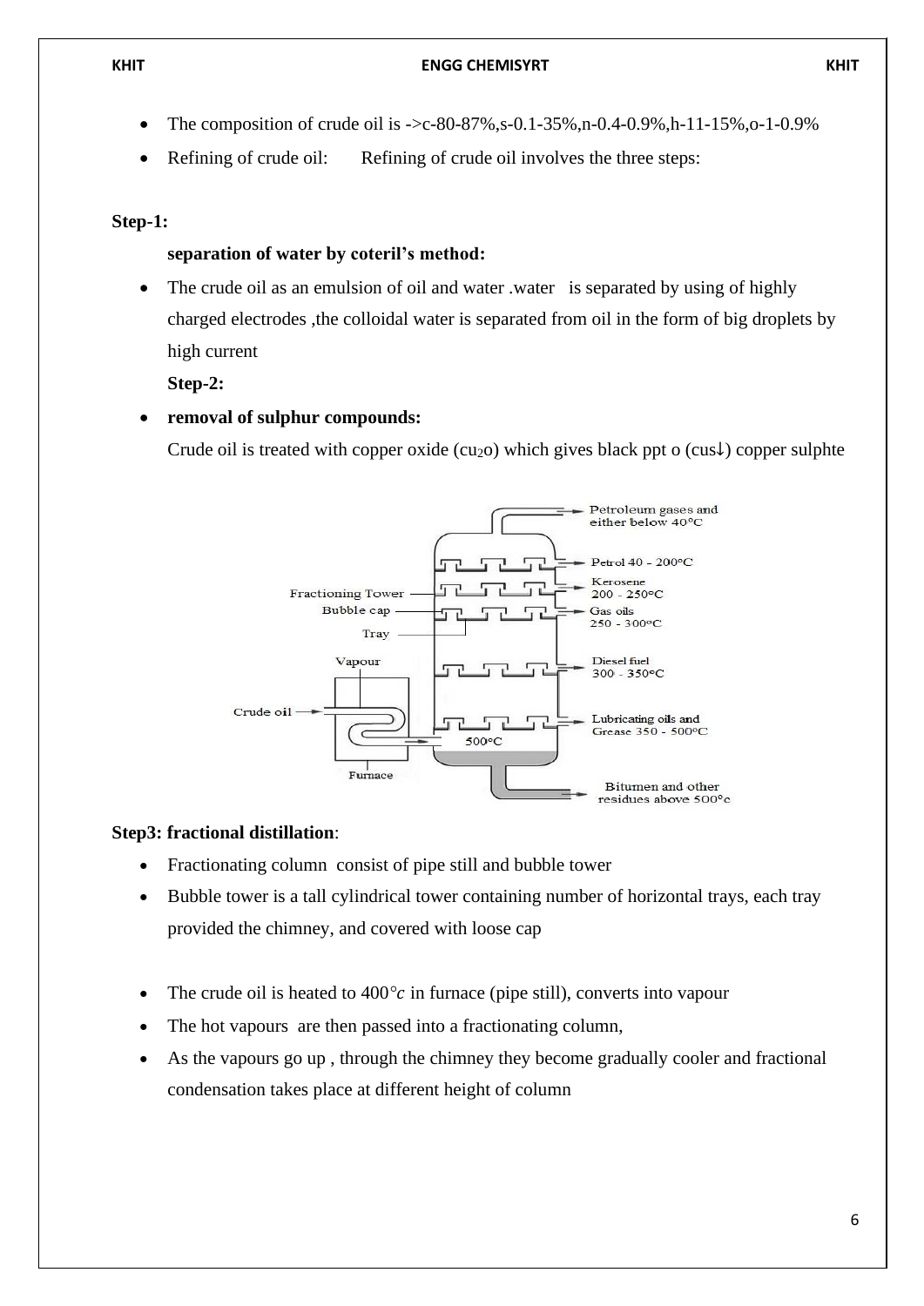- The composition of crude oil is ->c-80-87%,s-0.1-35%,n-0.4-0.9%,h-11-15%,o-1-0.9%
- Refining of crude oil: Refining of crude oil involves the three steps:

**Step-1:**

**separation of water by coteril's method:**

- The crude oil as an emulsion of oil and water .water is separated by using of highly charged electrodes ,the colloidal water is separated from oil in the form of big droplets by high current

**Step-2:**

- **removal of sulphur compounds:**

  Crude oil is treated with copper oxide ($cu_2o$) which gives black ppt o (cus↓) copper sulphte

**Step3: fractional distillation**:

- Fractionating column consist of pipe still and bubble tower
- Bubble tower is a tall cylindrical tower containing number of horizontal trays, each tray provided the chimney, and covered with loose cap

- The crude oil is heated to 400°c in furnace (pipe still), converts into vapour
- The hot vapours are then passed into a fractionating column,
- As the vapours go up , through the chimney they become gradually cooler and fractional condensation takes place at different height of column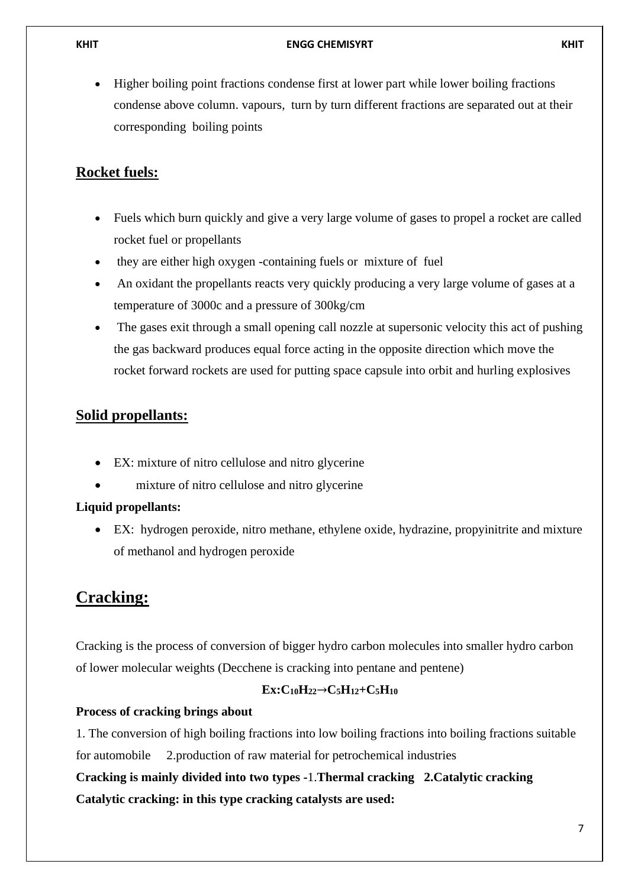- Higher boiling point fractions condense first at lower part while lower boiling fractions condense above column. vapours, turn by turn different fractions are separated out at their corresponding boiling points

## Rocket fuels:

- Fuels which burn quickly and give a very large volume of gases to propel a rocket are called rocket fuel or propellants
- they are either high oxygen -containing fuels or mixture of fuel
- An oxidant the propellants reacts very quickly producing a very large volume of gases at a temperature of 3000c and a pressure of 300kg/cm
- The gases exit through a small opening call nozzle at supersonic velocity this act of pushing the gas backward produces equal force acting in the opposite direction which move the rocket forward rockets are used for putting space capsule into orbit and hurling explosives

## Solid propellants:

- EX: mixture of nitro cellulose and nitro glycerine
- mixture of nitro cellulose and nitro glycerine

**Liquid propellants:**

- EX: hydrogen peroxide, nitro methane, ethylene oxide, hydrazine, propyinitrite and mixture of methanol and hydrogen peroxide

# Cracking:

Cracking is the process of conversion of bigger hydro carbon molecules into smaller hydro carbon of lower molecular weights (Decchene is cracking into pentane and pentene)

$$\textbf{Ex:} C_{10}H_{22} \rightarrow C_5H_{12} + C_5H_{10}$$

**Process of cracking brings about**

1. The conversion of high boiling fractions into low boiling fractions into boiling fractions suitable for automobile 2.production of raw material for petrochemical industries

**Cracking is mainly divided into two types -**1.**Thermal cracking 2.Catalytic cracking**

**Catalytic cracking: in this type cracking catalysts are used:**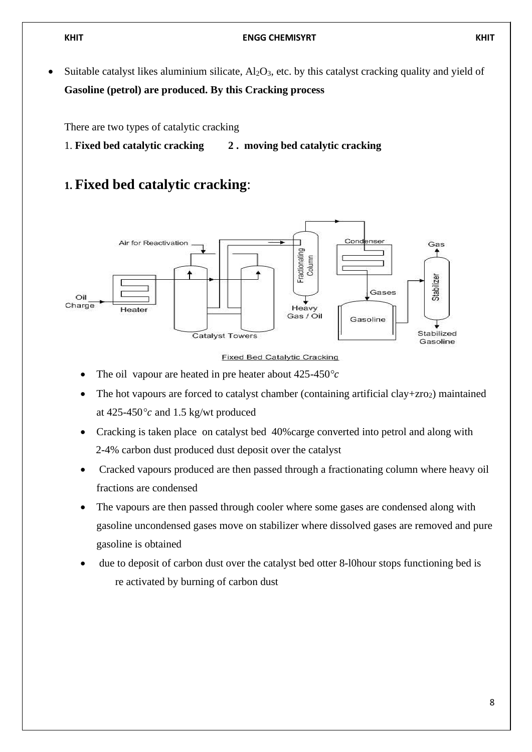- Suitable catalyst likes aluminium silicate, $Al_2O_3$, etc. by this catalyst cracking quality and yield of **Gasoline (petrol) are produced. By this Cracking process**

There are two types of catalytic cracking

1. **Fixed bed catalytic cracking** **2 . moving bed catalytic cracking**

## 1. Fixed bed catalytic cracking:

Fixed Bed Catalytic Cracking

- The oil vapour are heated in pre heater about 425-450°c
- The hot vapours are forced to catalyst chamber (containing artificial clay+$zro_2$) maintained at 425-450°c and 1.5 kg/wt produced
- Cracking is taken place on catalyst bed 40%carge converted into petrol and along with 2-4% carbon dust produced dust deposit over the catalyst
- Cracked vapours produced are then passed through a fractionating column where heavy oil fractions are condensed
- The vapours are then passed through cooler where some gases are condensed along with gasoline uncondensed gases move on stabilizer where dissolved gases are removed and pure gasoline is obtained
- due to deposit of carbon dust over the catalyst bed otter 8-l0hour stops functioning bed is re activated by burning of carbon dust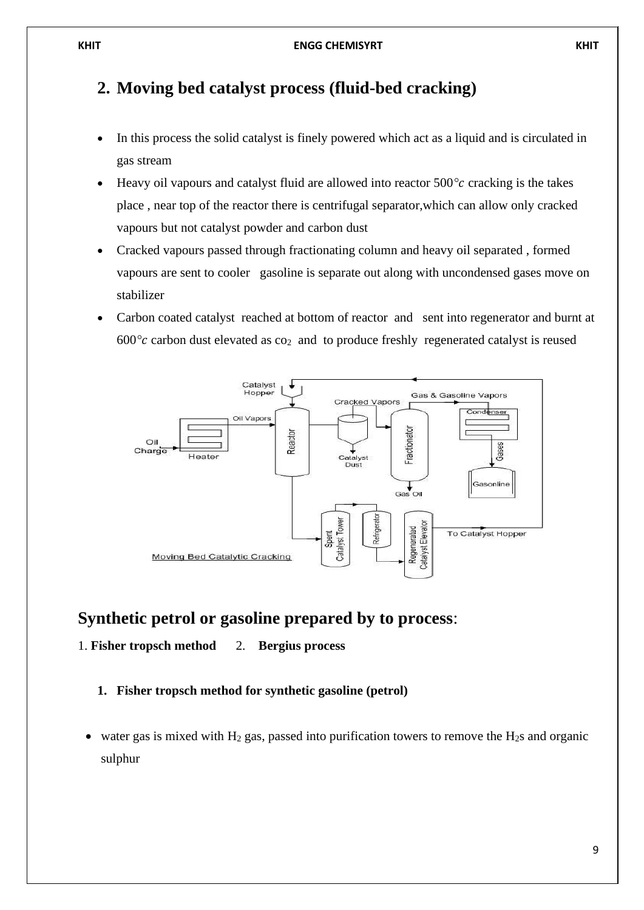## 2. Moving bed catalyst process (fluid-bed cracking)

- In this process the solid catalyst is finely powered which act as a liquid and is circulated in gas stream
- Heavy oil vapours and catalyst fluid are allowed into reactor 500°c cracking is the takes place , near top of the reactor there is centrifugal separator,which can allow only cracked vapours but not catalyst powder and carbon dust
- Cracked vapours passed through fractionating column and heavy oil separated , formed vapours are sent to cooler gasoline is separate out along with uncondensed gases move on stabilizer
- Carbon coated catalyst reached at bottom of reactor and sent into regenerator and burnt at 600°c carbon dust elevated as $co_2$ and to produce freshly regenerated catalyst is reused

## Synthetic petrol or gasoline prepared by to process:

1. **Fisher tropsch method** 2. **Bergius process**

### 1. Fisher tropsch method for synthetic gasoline (petrol)

- water gas is mixed with $H_2$ gas, passed into purification towers to remove the $H_2s$ and organic sulphur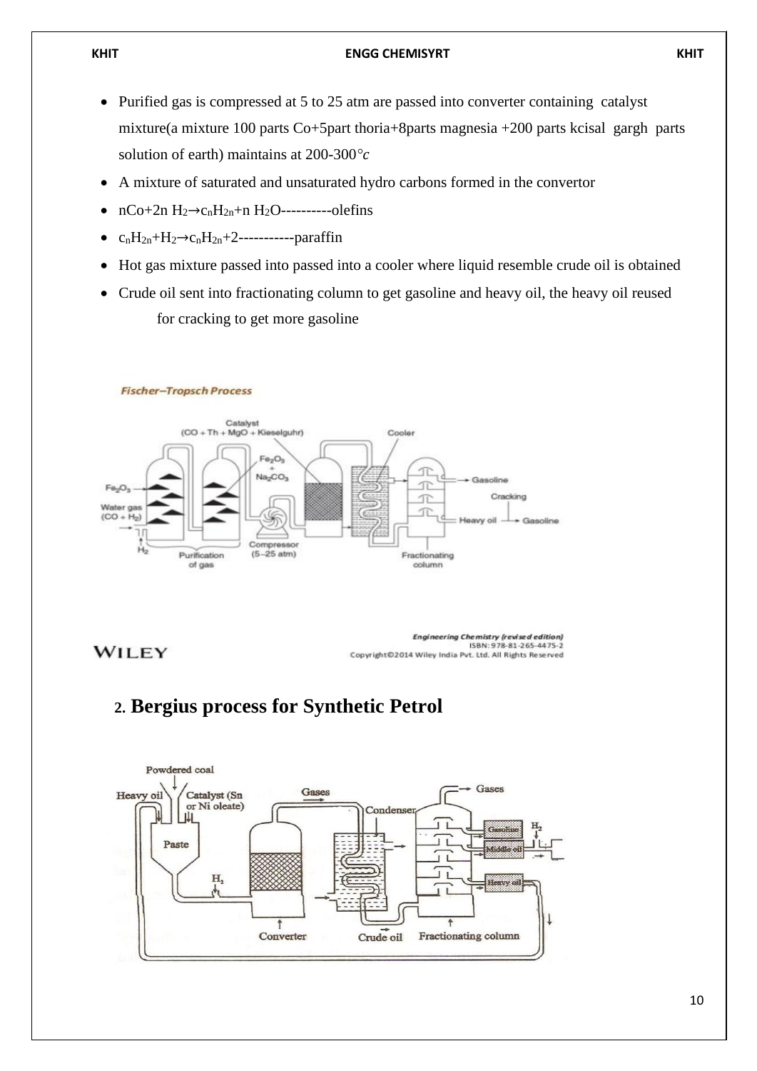- Purified gas is compressed at 5 to 25 atm are passed into converter containing catalyst mixture(a mixture 100 parts Co+5part thoria+8parts magnesia +200 parts kcisal gargh parts solution of earth) maintains at 200-300°c
- A mixture of saturated and unsaturated hydro carbons formed in the convertor
- $nCo+2n\ H_2 \rightarrow c_nH_{2n}+n\ H_2O$----------olefins
- $c_nH_{2n}+H_2 \rightarrow c_nH_{2n}+2$-----------paraffin
- Hot gas mixture passed into passed into a cooler where liquid resemble crude oil is obtained
- Crude oil sent into fractionating column to get gasoline and heavy oil, the heavy oil reused for cracking to get more gasoline

## 2. Bergius process for Synthetic Petrol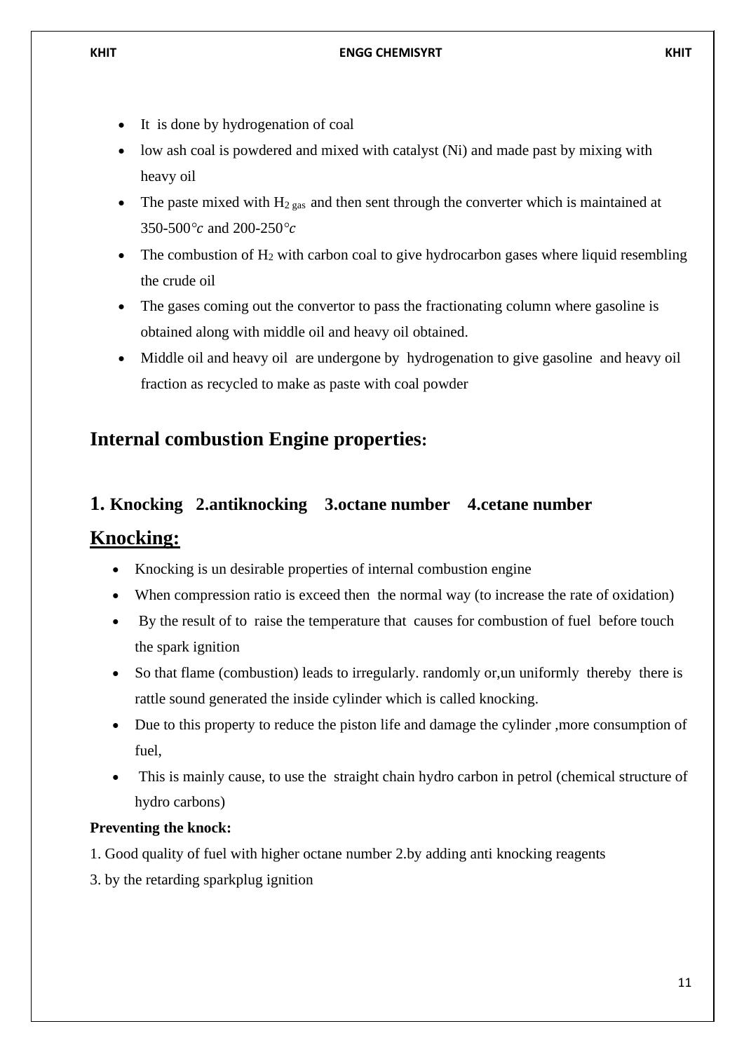- It is done by hydrogenation of coal
- low ash coal is powdered and mixed with catalyst (Ni) and made past by mixing with heavy oil
- The paste mixed with $H_{2\ gas}$ and then sent through the converter which is maintained at 350-500°c and 200-250°c
- The combustion of $H_2$ with carbon coal to give hydrocarbon gases where liquid resembling the crude oil
- The gases coming out the convertor to pass the fractionating column where gasoline is obtained along with middle oil and heavy oil obtained.
- Middle oil and heavy oil are undergone by hydrogenation to give gasoline and heavy oil fraction as recycled to make as paste with coal powder

## Internal combustion Engine properties:

### 1. Knocking 2.antiknocking 3.octane number 4.cetane number

## Knocking:

- Knocking is un desirable properties of internal combustion engine
- When compression ratio is exceed then the normal way (to increase the rate of oxidation)
- By the result of to raise the temperature that causes for combustion of fuel before touch the spark ignition
- So that flame (combustion) leads to irregularly. randomly or,un uniformly thereby there is rattle sound generated the inside cylinder which is called knocking.
- Due to this property to reduce the piston life and damage the cylinder ,more consumption of fuel,
- This is mainly cause, to use the straight chain hydro carbon in petrol (chemical structure of hydro carbons)

**Preventing the knock:**

1. Good quality of fuel with higher octane number 2.by adding anti knocking reagents
3. by the retarding sparkplug ignition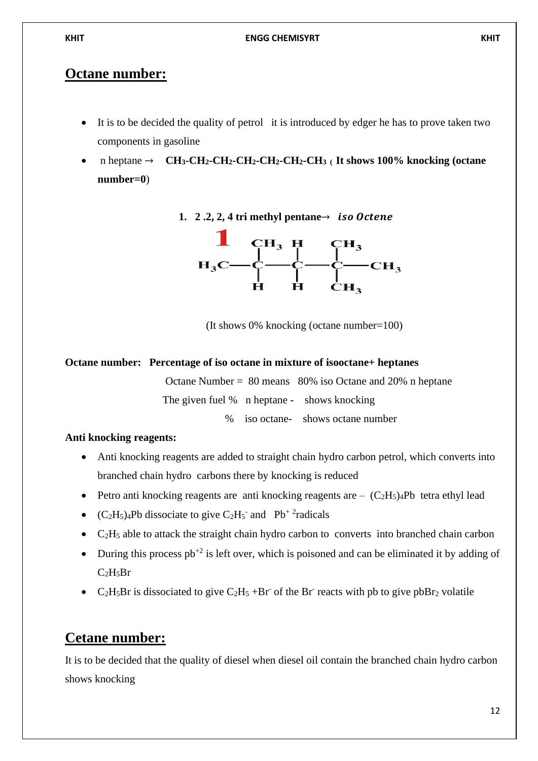## Octane number:

- It is to be decided the quality of petrol  it is introduced by edger he has to prove taken two components in gasoline
- n heptane → **$CH_3$-$CH_2$-$CH_2$-$CH_2$-$CH_2$-$CH_2$-$CH_3$** ( **It shows 100% knocking (octane number=0**)

1. **2 .2, 2, 4 tri methyl pentane→** ***iso Octene***

$$H_3C-\underset{H}{\overset{CH_3}{C}}-\underset{H}{\overset{H}{C}}-\underset{CH_3}{\overset{CH_3}{C}}-CH_3$$

(It shows 0% knocking (octane number=100)

**Octane number:  Percentage of iso octane in mixture of isooctane+ heptanes**

Octane Number =  80 means  80% iso Octane and 20% n heptane

The given fuel %  n heptane -  shows knocking

%  iso octane-  shows octane number

**Anti knocking reagents:**

- Anti knocking reagents are added to straight chain hydro carbon petrol, which converts into branched chain hydro carbons there by knocking is reduced
- Petro anti knocking reagents are anti knocking reagents are – $(C_2H_5)_4Pb$ tetra ethyl lead
- $(C_2H_5)_4Pb$ dissociate to give $C_2H_5^-$ and $Pb^{+2}$radicals
- $C_2H_5$ able to attack the straight chain hydro carbon to converts into branched chain carbon
- During this process $pb^{+2}$ is left over, which is poisoned and can be eliminated it by adding of $C_2H_5Br$
- $C_2H_5Br$ is dissociated to give $C_2H_5$ +$Br^-$ of the $Br^-$ reacts with pb to give $pbBr_2$ volatile

## Cetane number:

It is to be decided that the quality of diesel when diesel oil contain the branched chain hydro carbon shows knocking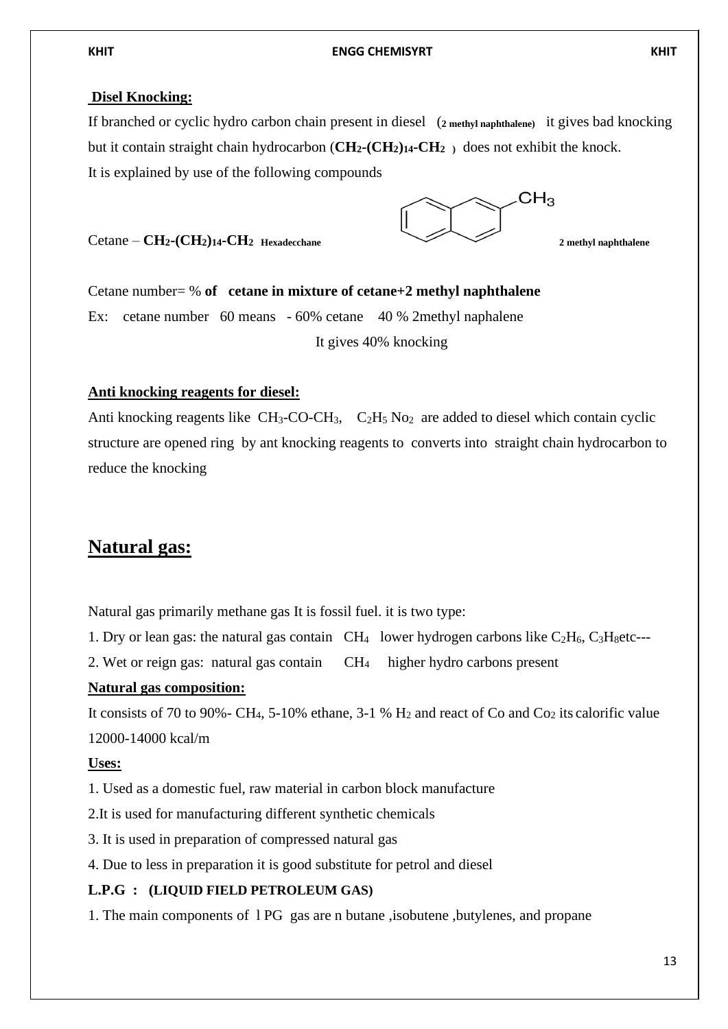**Disel Knocking:**

If branched or cyclic hydro carbon chain present in diesel (**2 methyl naphthalene**) it gives bad knocking but it contain straight chain hydrocarbon (**$CH_2$-$(CH_2)_{14}$-$CH_2$** **)** does not exhibit the knock.

It is explained by use of the following compounds

Cetane – **$CH_2$-$(CH_2)_{14}$-$CH_2$ Hexadecchane** **2 methyl naphthalene**

Cetane number= % **of cetane in mixture of cetane+2 methyl naphthalene**

Ex: cetane number 60 means - 60% cetane 40 % 2methyl naphalene

It gives 40% knocking

**Anti knocking reagents for diesel:**

Anti knocking reagents like $CH_3$-CO-$CH_3$, $C_2H_5$ $No_2$ are added to diesel which contain cyclic structure are opened ring by ant knocking reagents to converts into straight chain hydrocarbon to reduce the knocking

# Natural gas:

Natural gas primarily methane gas It is fossil fuel. it is two type:

1. Dry or lean gas: the natural gas contain $CH_4$ lower hydrogen carbons like $C_2H_6$, $C_3H_8$etc---
2. Wet or reign gas: natural gas contain $CH_4$ higher hydro carbons present

**Natural gas composition:**

It consists of 70 to 90%- $CH_4$, 5-10% ethane, 3-1 % $H_2$ and react of Co and $Co_2$ its calorific value 12000-14000 kcal/m

**Uses:**

1. Used as a domestic fuel, raw material in carbon block manufacture
2. It is used for manufacturing different synthetic chemicals
3. It is used in preparation of compressed natural gas
4. Due to less in preparation it is good substitute for petrol and diesel

**L.P.G : (LIQUID FIELD PETROLEUM GAS)**

1. The main components of l PG gas are n butane ,isobutene ,butylenes, and propane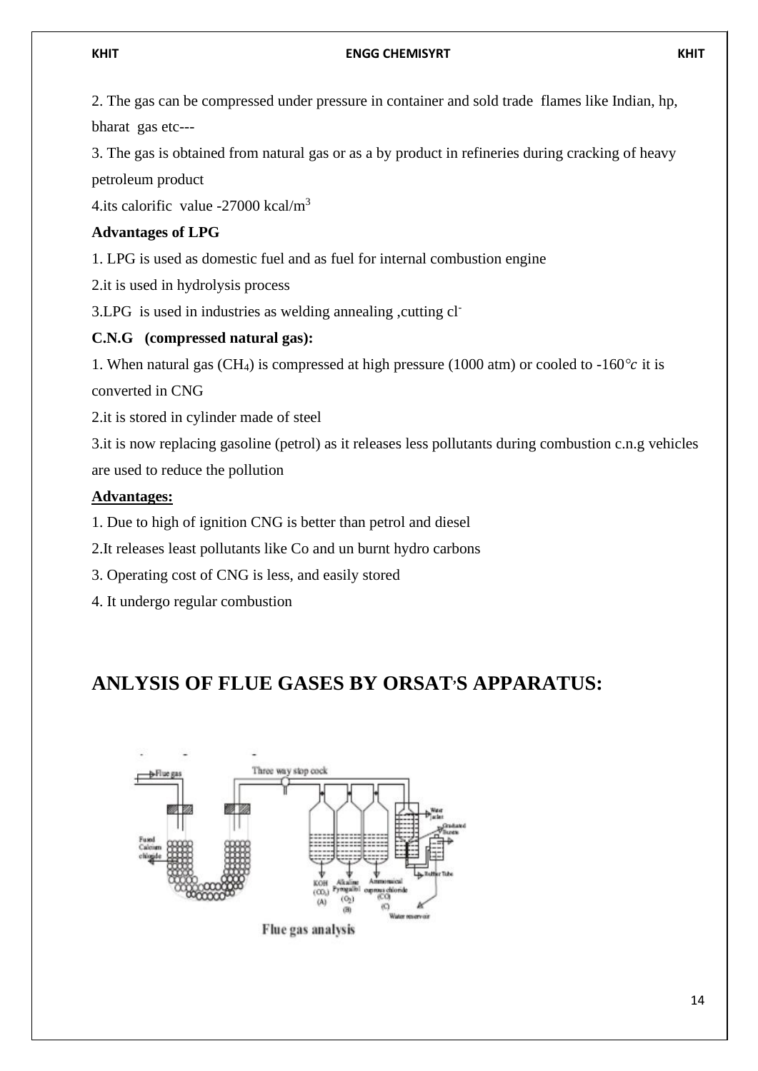2. The gas can be compressed under pressure in container and sold trade flames like Indian, hp, bharat gas etc---

3. The gas is obtained from natural gas or as a by product in refineries during cracking of heavy petroleum product

4.its calorific value -27000 kcal/$m^3$

**Advantages of LPG**

1. LPG is used as domestic fuel and as fuel for internal combustion engine

2.it is used in hydrolysis process

3.LPG is used in industries as welding annealing ,cutting $cl^-$

**C.N.G (compressed natural gas):**

1. When natural gas ($CH_4$) is compressed at high pressure (1000 atm) or cooled to -160°*c* it is converted in CNG

2.it is stored in cylinder made of steel

3.it is now replacing gasoline (petrol) as it releases less pollutants during combustion c.n.g vehicles are used to reduce the pollution

**Advantages:**

1. Due to high of ignition CNG is better than petrol and diesel

2.It releases least pollutants like Co and un burnt hydro carbons

3. Operating cost of CNG is less, and easily stored

4. It undergo regular combustion

# ANLYSIS OF FLUE GASES BY ORSAT'S APPARATUS:

Flue gas analysis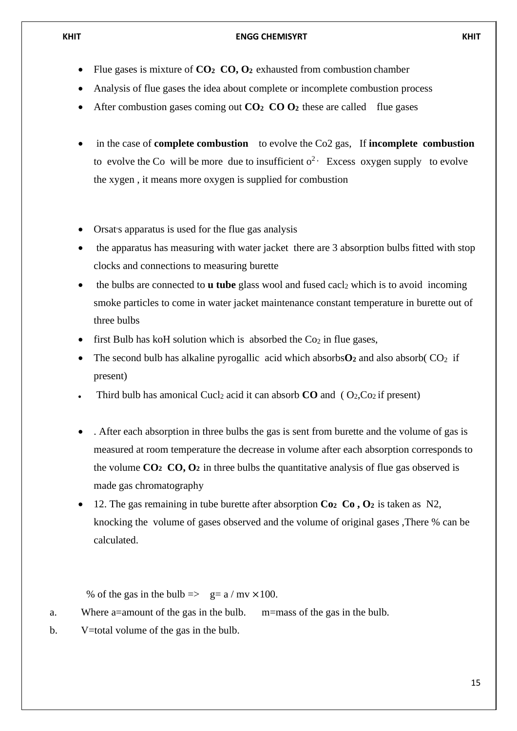- Flue gases is mixture of $CO_2$ **CO**, $O_2$ exhausted from combustion chamber
- Analysis of flue gases the idea about complete or incomplete combustion process
- After combustion gases coming out $CO_2$ **CO** $O_2$ these are called flue gases

- in the case of **complete combustion** to evolve the Co2 gas, If **incomplete combustion** to evolve the Co will be more due to insufficient $o^{2}$, Excess oxygen supply to evolve the xygen , it means more oxygen is supplied for combustion

- Orsat's apparatus is used for the flue gas analysis
- the apparatus has measuring with water jacket there are 3 absorption bulbs fitted with stop clocks and connections to measuring burette
- the bulbs are connected to **u tube** glass wool and fused $cacl_2$ which is to avoid incoming smoke particles to come in water jacket maintenance constant temperature in burette out of three bulbs
- first Bulb has koH solution which is absorbed the $Co_2$ in flue gases,
- The second bulb has alkaline pyrogallic acid which absorbs$O_2$ and also absorb( $CO_2$ if present)
- Third bulb has amonical $Cucl_2$ acid it can absorb **CO** and ( $O_2$,$Co_2$ if present)

- . After each absorption in three bulbs the gas is sent from burette and the volume of gas is measured at room temperature the decrease in volume after each absorption corresponds to the volume $CO_2$ **CO**, $O_2$ in three bulbs the quantitative analysis of flue gas observed is made gas chromatography
- 12. The gas remaining in tube burette after absorption $Co_2$ **Co** , $O_2$ is taken as N2, knocking the volume of gases observed and the volume of original gases ,There % can be calculated.

% of the gas in the bulb => $g = a / mv \times 100$.

a. Where a=amount of the gas in the bulb. m=mass of the gas in the bulb.

b. V=total volume of the gas in the bulb.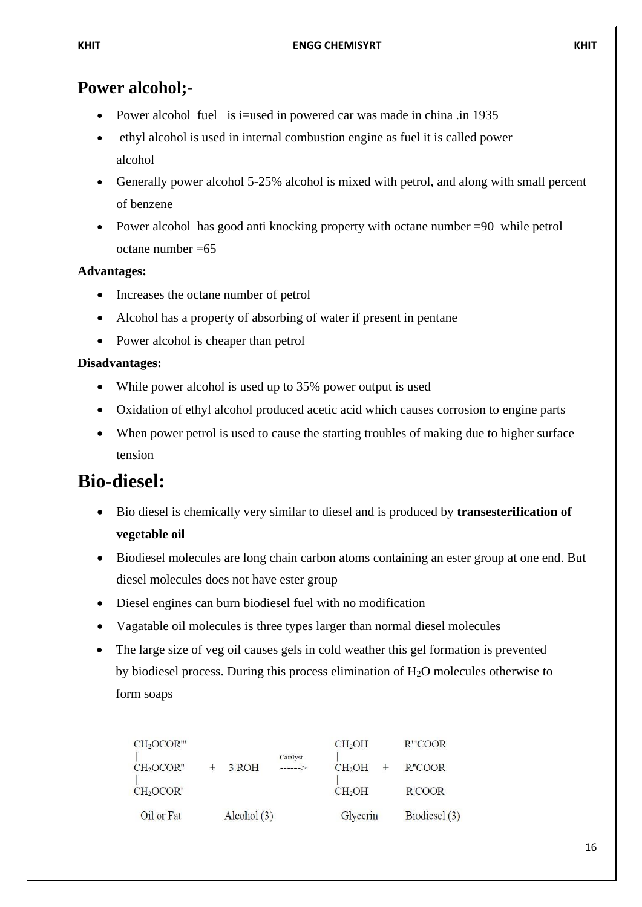## Power alcohol;-

- Power alcohol fuel is i=used in powered car was made in china .in 1935
- ethyl alcohol is used in internal combustion engine as fuel it is called power alcohol
- Generally power alcohol 5-25% alcohol is mixed with petrol, and along with small percent of benzene
- Power alcohol has good anti knocking property with octane number =90 while petrol octane number =65

**Advantages:**

- Increases the octane number of petrol
- Alcohol has a property of absorbing of water if present in pentane
- Power alcohol is cheaper than petrol

**Disadvantages:**

- While power alcohol is used up to 35% power output is used
- Oxidation of ethyl alcohol produced acetic acid which causes corrosion to engine parts
- When power petrol is used to cause the starting troubles of making due to higher surface tension

## Bio-diesel:

- Bio diesel is chemically very similar to diesel and is produced by **transesterification of vegetable oil**
- Biodiesel molecules are long chain carbon atoms containing an ester group at one end. But diesel molecules does not have ester group
- Diesel engines can burn biodiesel fuel with no modification
- Vagatable oil molecules is three types larger than normal diesel molecules
- The large size of veg oil causes gels in cold weather this gel formation is prevented by biodiesel process. During this process elimination of $H_2O$ molecules otherwise to form soaps

$$\begin{matrix} CH_2OCOR''' \\ | \\ CH_2OCOR'' \\ | \\ CH_2OCOR' \end{matrix} + 3\,ROH \xrightarrow{\text{Catalyst}} \begin{matrix} CH_2OH \\ | \\ CH_2OH \\ | \\ CH_2OH \end{matrix} + \begin{matrix} R'''COOR \\ R''COOR \\ R'COOR \end{matrix}$$

Oil or Fat &nbsp;&nbsp; Alcohol (3) &nbsp;&nbsp; Glycerin &nbsp;&nbsp; Biodiesel (3)